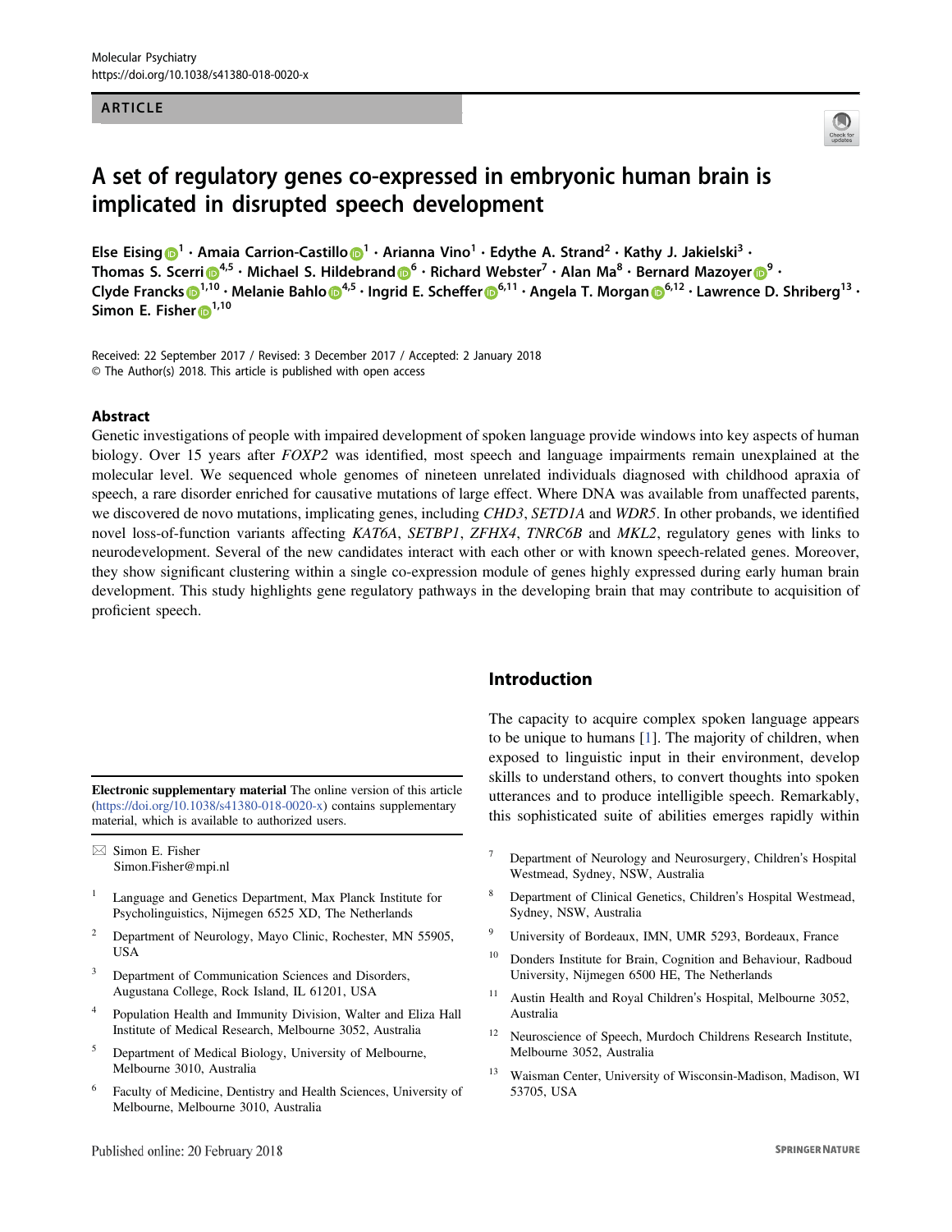ARTICLE

# A set of regulatory genes co-expressed in embryonic human brain is implicated in disrupted speech development

Else Eising [1] · Amaia Carrion-Castillo [1] · Arianna Vino [1] · Edythe A. Strand [2] · Kathy J. Jakielski [3] · Thomas S. Scerri [4,5] · Michael S. Hildebrand [6] · Richard Webster [7] · Alan Ma [8] · Bernard Mazoyer [9] · Clyde Francks [1,10] · Melanie Bahlo [4,5] · Ingrid E. Scheffer [6,11] · Angela T. Morgan [6,12] · Lawrence D. Shriberg [13] · Simon E. Fisher [1,10]

Received: 22 September 2017 / Revised: 3 December 2017 / Accepted: 2 January 2018
© The Author(s) 2018. This article is published with open access

## Abstract

Genetic investigations of people with impaired development of spoken language provide windows into key aspects of human biology. Over 15 years after *FOXP2* was identified, most speech and language impairments remain unexplained at the molecular level. We sequenced whole genomes of nineteen unrelated individuals diagnosed with childhood apraxia of speech, a rare disorder enriched for causative mutations of large effect. Where DNA was available from unaffected parents, we discovered de novo mutations, implicating genes, including *CHD3*, *SETD1A* and *WDR5*. In other probands, we identified novel loss-of-function variants affecting *KAT6A*, *SETBP1*, *ZFHX4*, *TNRC6B* and *MKL2*, regulatory genes with links to neurodevelopment. Several of the new candidates interact with each other or with known speech-related genes. Moreover, they show significant clustering within a single co-expression module of genes highly expressed during early human brain development. This study highlights gene regulatory pathways in the developing brain that may contribute to acquisition of proficient speech.

## Introduction

The capacity to acquire complex spoken language appears to be unique to humans [1]. The majority of children, when exposed to linguistic input in their environment, develop skills to understand others, to convert thoughts into spoken utterances and to produce intelligible speech. Remarkably, this sophisticated suite of abilities emerges rapidly within

---

**Electronic supplementary material** The online version of this article (https://doi.org/10.1038/s41380-018-0020-x) contains supplementary material, which is available to authorized users.

✉ Simon E. Fisher
Simon.Fisher@mpi.nl

1. Language and Genetics Department, Max Planck Institute for Psycholinguistics, Nijmegen 6525 XD, The Netherlands
2. Department of Neurology, Mayo Clinic, Rochester, MN 55905, USA
3. Department of Communication Sciences and Disorders, Augustana College, Rock Island, IL 61201, USA
4. Population Health and Immunity Division, Walter and Eliza Hall Institute of Medical Research, Melbourne 3052, Australia
5. Department of Medical Biology, University of Melbourne, Melbourne 3010, Australia
6. Faculty of Medicine, Dentistry and Health Sciences, University of Melbourne, Melbourne 3010, Australia
7. Department of Neurology and Neurosurgery, Children's Hospital Westmead, Sydney, NSW, Australia
8. Department of Clinical Genetics, Children's Hospital Westmead, Sydney, NSW, Australia
9. University of Bordeaux, IMN, UMR 5293, Bordeaux, France
10. Donders Institute for Brain, Cognition and Behaviour, Radboud University, Nijmegen 6500 HE, The Netherlands
11. Austin Health and Royal Children's Hospital, Melbourne 3052, Australia
12. Neuroscience of Speech, Murdoch Childrens Research Institute, Melbourne 3052, Australia
13. Waisman Center, University of Wisconsin-Madison, Madison, WI 53705, USA

Published online: 20 February 2018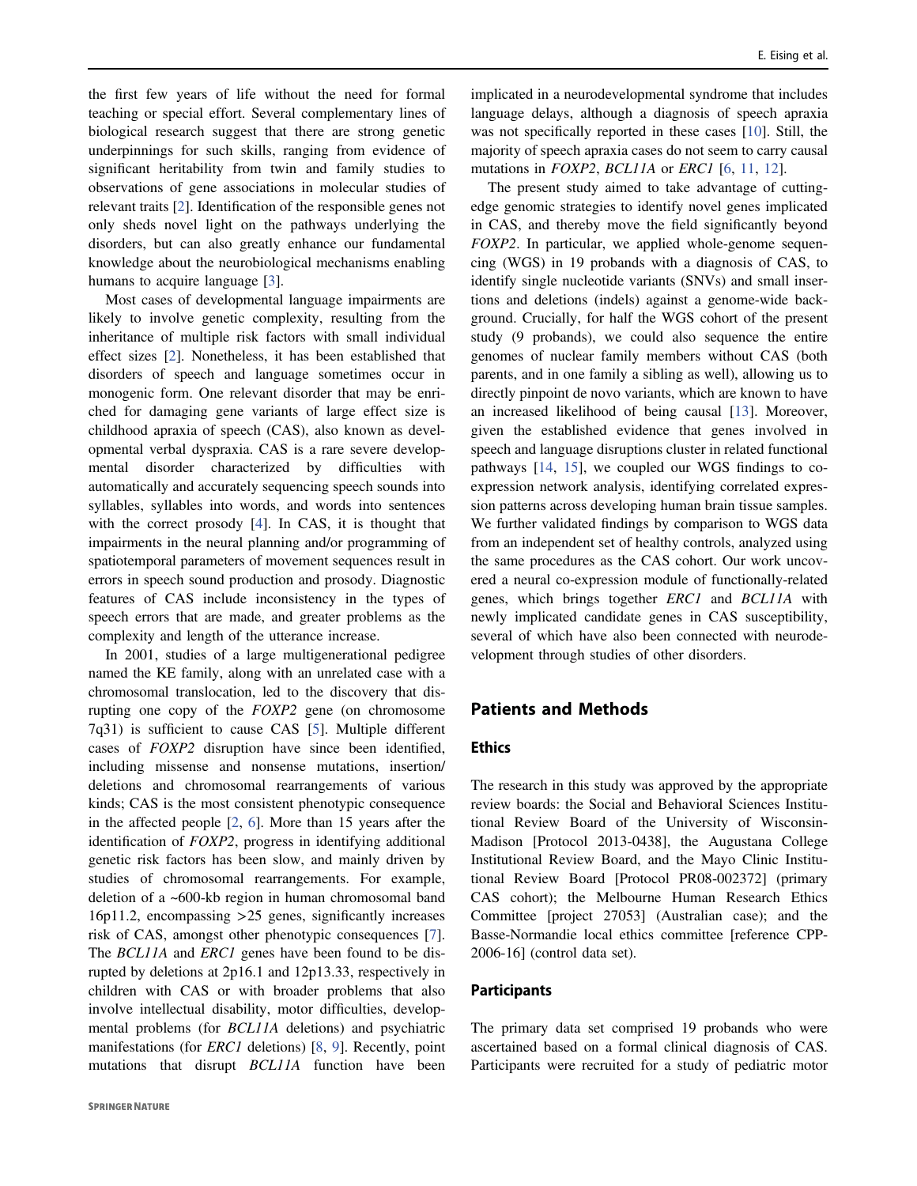the first few years of life without the need for formal teaching or special effort. Several complementary lines of biological research suggest that there are strong genetic underpinnings for such skills, ranging from evidence of significant heritability from twin and family studies to observations of gene associations in molecular studies of relevant traits [2]. Identification of the responsible genes not only sheds novel light on the pathways underlying the disorders, but can also greatly enhance our fundamental knowledge about the neurobiological mechanisms enabling humans to acquire language [3].

Most cases of developmental language impairments are likely to involve genetic complexity, resulting from the inheritance of multiple risk factors with small individual effect sizes [2]. Nonetheless, it has been established that disorders of speech and language sometimes occur in monogenic form. One relevant disorder that may be enriched for damaging gene variants of large effect size is childhood apraxia of speech (CAS), also known as developmental verbal dyspraxia. CAS is a rare severe developmental disorder characterized by difficulties with automatically and accurately sequencing speech sounds into syllables, syllables into words, and words into sentences with the correct prosody [4]. In CAS, it is thought that impairments in the neural planning and/or programming of spatiotemporal parameters of movement sequences result in errors in speech sound production and prosody. Diagnostic features of CAS include inconsistency in the types of speech errors that are made, and greater problems as the complexity and length of the utterance increase.

In 2001, studies of a large multigenerational pedigree named the KE family, along with an unrelated case with a chromosomal translocation, led to the discovery that disrupting one copy of the *FOXP2* gene (on chromosome 7q31) is sufficient to cause CAS [5]. Multiple different cases of *FOXP2* disruption have since been identified, including missense and nonsense mutations, insertion/deletions and chromosomal rearrangements of various kinds; CAS is the most consistent phenotypic consequence in the affected people [2, 6]. More than 15 years after the identification of *FOXP2*, progress in identifying additional genetic risk factors has been slow, and mainly driven by studies of chromosomal rearrangements. For example, deletion of a ~600-kb region in human chromosomal band 16p11.2, encompassing >25 genes, significantly increases risk of CAS, amongst other phenotypic consequences [7]. The *BCL11A* and *ERC1* genes have been found to be disrupted by deletions at 2p16.1 and 12p13.33, respectively in children with CAS or with broader problems that also involve intellectual disability, motor difficulties, developmental problems (for *BCL11A* deletions) and psychiatric manifestations (for *ERC1* deletions) [8, 9]. Recently, point mutations that disrupt *BCL11A* function have been implicated in a neurodevelopmental syndrome that includes language delays, although a diagnosis of speech apraxia was not specifically reported in these cases [10]. Still, the majority of speech apraxia cases do not seem to carry causal mutations in *FOXP2*, *BCL11A* or *ERC1* [6, 11, 12].

The present study aimed to take advantage of cutting-edge genomic strategies to identify novel genes implicated in CAS, and thereby move the field significantly beyond *FOXP2*. In particular, we applied whole-genome sequencing (WGS) in 19 probands with a diagnosis of CAS, to identify single nucleotide variants (SNVs) and small insertions and deletions (indels) against a genome-wide background. Crucially, for half the WGS cohort of the present study (9 probands), we could also sequence the entire genomes of nuclear family members without CAS (both parents, and in one family a sibling as well), allowing us to directly pinpoint de novo variants, which are known to have an increased likelihood of being causal [13]. Moreover, given the established evidence that genes involved in speech and language disruptions cluster in related functional pathways [14, 15], we coupled our WGS findings to co-expression network analysis, identifying correlated expression patterns across developing human brain tissue samples. We further validated findings by comparison to WGS data from an independent set of healthy controls, analyzed using the same procedures as the CAS cohort. Our work uncovered a neural co-expression module of functionally-related genes, which brings together *ERC1* and *BCL11A* with newly implicated candidate genes in CAS susceptibility, several of which have also been connected with neurodevelopment through studies of other disorders.

## Patients and Methods

### Ethics

The research in this study was approved by the appropriate review boards: the Social and Behavioral Sciences Institutional Review Board of the University of Wisconsin-Madison [Protocol 2013-0438], the Augustana College Institutional Review Board, and the Mayo Clinic Institutional Review Board [Protocol PR08-002372] (primary CAS cohort); the Melbourne Human Research Ethics Committee [project 27053] (Australian case); and the Basse-Normandie local ethics committee [reference CPP-2006-16] (control data set).

### Participants

The primary data set comprised 19 probands who were ascertained based on a formal clinical diagnosis of CAS. Participants were recruited for a study of pediatric motor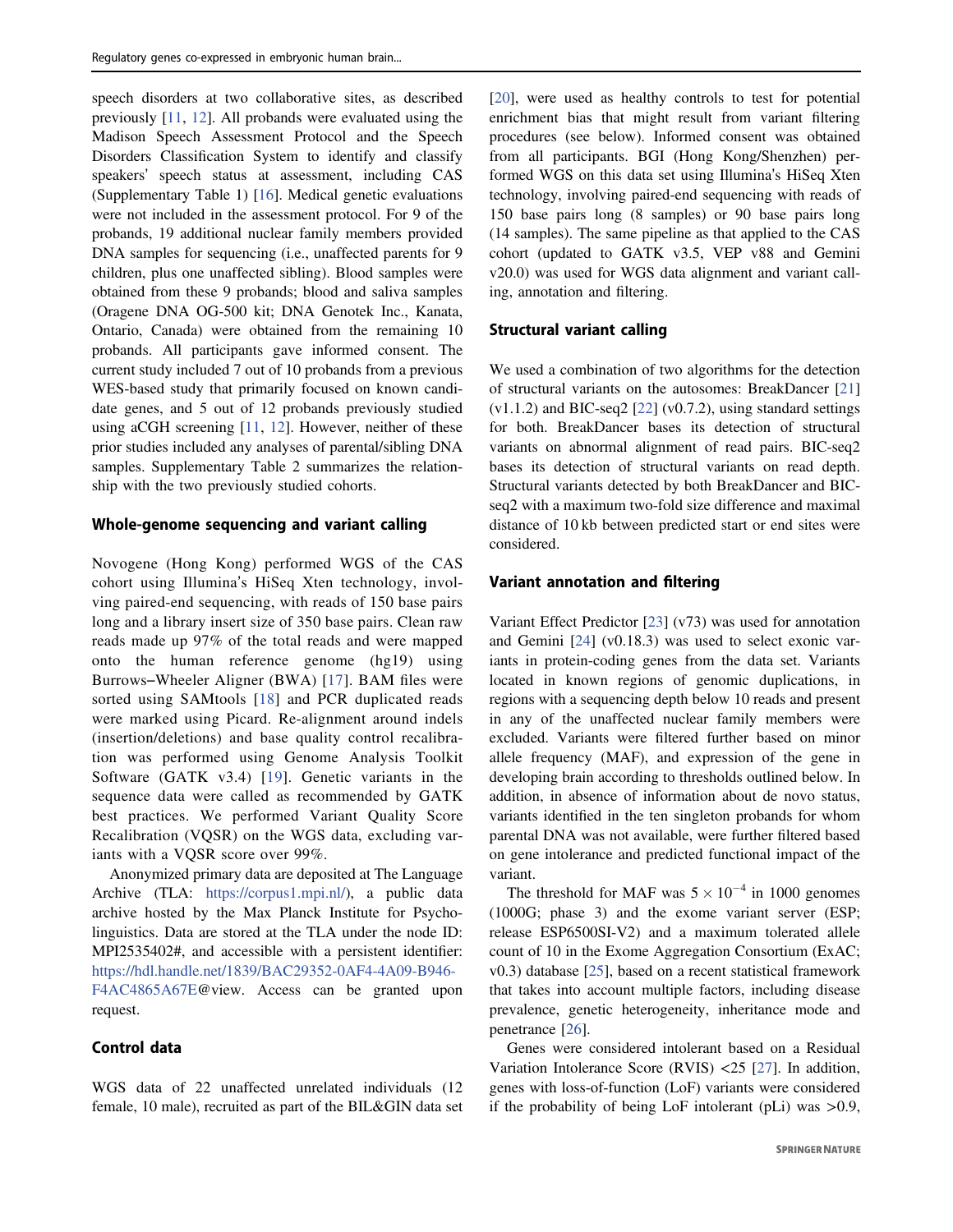speech disorders at two collaborative sites, as described previously [11, 12]. All probands were evaluated using the Madison Speech Assessment Protocol and the Speech Disorders Classification System to identify and classify speakers' speech status at assessment, including CAS (Supplementary Table 1) [16]. Medical genetic evaluations were not included in the assessment protocol. For 9 of the probands, 19 additional nuclear family members provided DNA samples for sequencing (i.e., unaffected parents for 9 children, plus one unaffected sibling). Blood samples were obtained from these 9 probands; blood and saliva samples (Oragene DNA OG-500 kit; DNA Genotek Inc., Kanata, Ontario, Canada) were obtained from the remaining 10 probands. All participants gave informed consent. The current study included 7 out of 10 probands from a previous WES-based study that primarily focused on known candidate genes, and 5 out of 12 probands previously studied using aCGH screening [11, 12]. However, neither of these prior studies included any analyses of parental/sibling DNA samples. Supplementary Table 2 summarizes the relationship with the two previously studied cohorts.

### Whole-genome sequencing and variant calling

Novogene (Hong Kong) performed WGS of the CAS cohort using Illumina's HiSeq Xten technology, involving paired-end sequencing, with reads of 150 base pairs long and a library insert size of 350 base pairs. Clean raw reads made up 97% of the total reads and were mapped onto the human reference genome (hg19) using Burrows–Wheeler Aligner (BWA) [17]. BAM files were sorted using SAMtools [18] and PCR duplicated reads were marked using Picard. Re-alignment around indels (insertion/deletions) and base quality control recalibration was performed using Genome Analysis Toolkit Software (GATK v3.4) [19]. Genetic variants in the sequence data were called as recommended by GATK best practices. We performed Variant Quality Score Recalibration (VQSR) on the WGS data, excluding variants with a VQSR score over 99%.

Anonymized primary data are deposited at The Language Archive (TLA: https://corpus1.mpi.nl/), a public data archive hosted by the Max Planck Institute for Psycholinguistics. Data are stored at the TLA under the node ID: MPI2535402#, and accessible with a persistent identifier: https://hdl.handle.net/1839/BAC29352-0AF4-4A09-B946-F4AC4865A67E@view. Access can be granted upon request.

### Control data

WGS data of 22 unaffected unrelated individuals (12 female, 10 male), recruited as part of the BIL&GIN data set [20], were used as healthy controls to test for potential enrichment bias that might result from variant filtering procedures (see below). Informed consent was obtained from all participants. BGI (Hong Kong/Shenzhen) performed WGS on this data set using Illumina's HiSeq Xten technology, involving paired-end sequencing with reads of 150 base pairs long (8 samples) or 90 base pairs long (14 samples). The same pipeline as that applied to the CAS cohort (updated to GATK v3.5, VEP v88 and Gemini v20.0) was used for WGS data alignment and variant calling, annotation and filtering.

### Structural variant calling

We used a combination of two algorithms for the detection of structural variants on the autosomes: BreakDancer [21] (v1.1.2) and BIC-seq2 [22] (v0.7.2), using standard settings for both. BreakDancer bases its detection of structural variants on abnormal alignment of read pairs. BIC-seq2 bases its detection of structural variants on read depth. Structural variants detected by both BreakDancer and BIC-seq2 with a maximum two-fold size difference and maximal distance of 10 kb between predicted start or end sites were considered.

### Variant annotation and filtering

Variant Effect Predictor [23] (v73) was used for annotation and Gemini [24] (v0.18.3) was used to select exonic variants in protein-coding genes from the data set. Variants located in known regions of genomic duplications, in regions with a sequencing depth below 10 reads and present in any of the unaffected nuclear family members were excluded. Variants were filtered further based on minor allele frequency (MAF), and expression of the gene in developing brain according to thresholds outlined below. In addition, in absence of information about de novo status, variants identified in the ten singleton probands for whom parental DNA was not available, were further filtered based on gene intolerance and predicted functional impact of the variant.

The threshold for MAF was $5 \times 10^{-4}$ in 1000 genomes (1000G; phase 3) and the exome variant server (ESP; release ESP6500SI-V2) and a maximum tolerated allele count of 10 in the Exome Aggregation Consortium (ExAC; v0.3) database [25], based on a recent statistical framework that takes into account multiple factors, including disease prevalence, genetic heterogeneity, inheritance mode and penetrance [26].

Genes were considered intolerant based on a Residual Variation Intolerance Score (RVIS) <25 [27]. In addition, genes with loss-of-function (LoF) variants were considered if the probability of being LoF intolerant (pLi) was >0.9,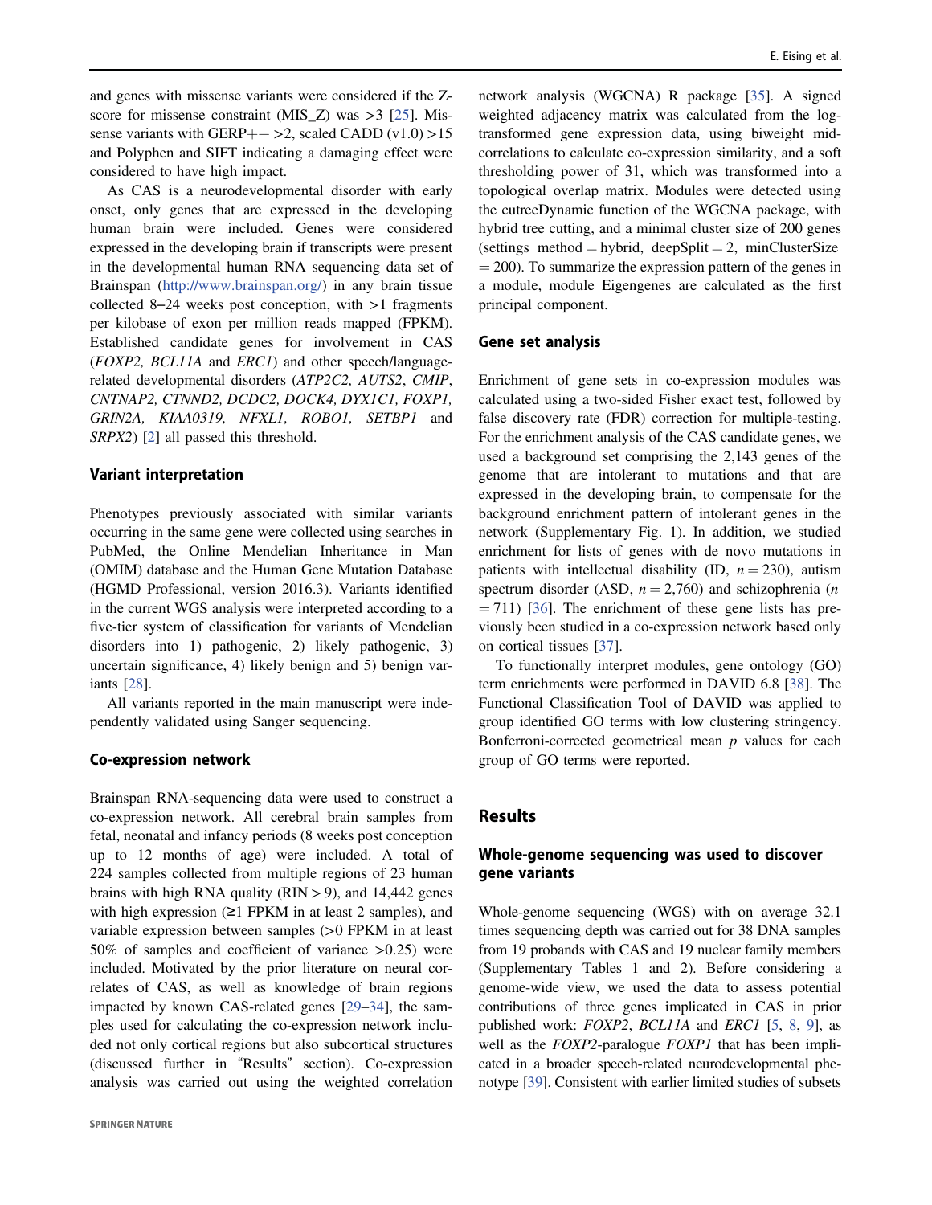and genes with missense variants were considered if the Z-score for missense constraint (MIS_Z) was >3 [25]. Missense variants with GERP++ >2, scaled CADD (v1.0) >15 and Polyphen and SIFT indicating a damaging effect were considered to have high impact.

As CAS is a neurodevelopmental disorder with early onset, only genes that are expressed in the developing human brain were included. Genes were considered expressed in the developing brain if transcripts were present in the developmental human RNA sequencing data set of Brainspan (http://www.brainspan.org/) in any brain tissue collected 8–24 weeks post conception, with >1 fragments per kilobase of exon per million reads mapped (FPKM). Established candidate genes for involvement in CAS (*FOXP2, BCL11A* and *ERC1*) and other speech/language-related developmental disorders (*ATP2C2, AUTS2, CMIP, CNTNAP2, CTNND2, DCDC2, DOCK4, DYX1C1, FOXP1, GRIN2A, KIAA0319, NFXL1, ROBO1, SETBP1* and *SRPX2*) [2] all passed this threshold.

### Variant interpretation

Phenotypes previously associated with similar variants occurring in the same gene were collected using searches in PubMed, the Online Mendelian Inheritance in Man (OMIM) database and the Human Gene Mutation Database (HGMD Professional, version 2016.3). Variants identified in the current WGS analysis were interpreted according to a five-tier system of classification for variants of Mendelian disorders into 1) pathogenic, 2) likely pathogenic, 3) uncertain significance, 4) likely benign and 5) benign variants [28].

All variants reported in the main manuscript were independently validated using Sanger sequencing.

### Co-expression network

Brainspan RNA-sequencing data were used to construct a co-expression network. All cerebral brain samples from fetal, neonatal and infancy periods (8 weeks post conception up to 12 months of age) were included. A total of 224 samples collected from multiple regions of 23 human brains with high RNA quality (RIN > 9), and 14,442 genes with high expression (≥1 FPKM in at least 2 samples), and variable expression between samples (>0 FPKM in at least 50% of samples and coefficient of variance >0.25) were included. Motivated by the prior literature on neural correlates of CAS, as well as knowledge of brain regions impacted by known CAS-related genes [29–34], the samples used for calculating the co-expression network included not only cortical regions but also subcortical structures (discussed further in "Results" section). Co-expression analysis was carried out using the weighted correlation network analysis (WGCNA) R package [35]. A signed weighted adjacency matrix was calculated from the log-transformed gene expression data, using biweight mid-correlations to calculate co-expression similarity, and a soft thresholding power of 31, which was transformed into a topological overlap matrix. Modules were detected using the cutreeDynamic function of the WGCNA package, with hybrid tree cutting, and a minimal cluster size of 200 genes (settings method = hybrid, deepSplit = 2, minClusterSize = 200). To summarize the expression pattern of the genes in a module, module Eigengenes are calculated as the first principal component.

### Gene set analysis

Enrichment of gene sets in co-expression modules was calculated using a two-sided Fisher exact test, followed by false discovery rate (FDR) correction for multiple-testing. For the enrichment analysis of the CAS candidate genes, we used a background set comprising the 2,143 genes of the genome that are intolerant to mutations and that are expressed in the developing brain, to compensate for the background enrichment pattern of intolerant genes in the network (Supplementary Fig. 1). In addition, we studied enrichment for lists of genes with de novo mutations in patients with intellectual disability (ID, $n = 230$), autism spectrum disorder (ASD, $n = 2{,}760$) and schizophrenia ($n = 711$) [36]. The enrichment of these gene lists has previously been studied in a co-expression network based only on cortical tissues [37].

To functionally interpret modules, gene ontology (GO) term enrichments were performed in DAVID 6.8 [38]. The Functional Classification Tool of DAVID was applied to group identified GO terms with low clustering stringency. Bonferroni-corrected geometrical mean $p$ values for each group of GO terms were reported.

## Results

### Whole-genome sequencing was used to discover gene variants

Whole-genome sequencing (WGS) with on average 32.1 times sequencing depth was carried out for 38 DNA samples from 19 probands with CAS and 19 nuclear family members (Supplementary Tables 1 and 2). Before considering a genome-wide view, we used the data to assess potential contributions of three genes implicated in CAS in prior published work: *FOXP2*, *BCL11A* and *ERC1* [5, 8, 9], as well as the *FOXP2*-paralogue *FOXP1* that has been implicated in a broader speech-related neurodevelopmental phenotype [39]. Consistent with earlier limited studies of subsets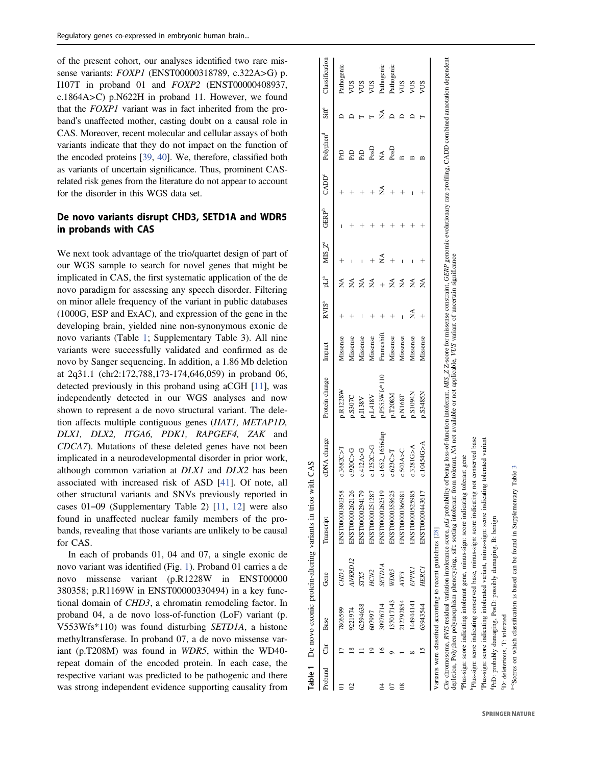of the present cohort, our analyses identified two rare missense variants: *FOXP1* (ENST00000318789, c.322A>G) p.I107T in proband 01 and *FOXP2* (ENST00000408937, c.1864A>C) p.N622H in proband 11. However, we found that the *FOXP1* variant was in fact inherited from the proband's unaffected mother, casting doubt on a causal role in CAS. Moreover, recent molecular and cellular assays of both variants indicate that they do not impact on the function of the encoded proteins [39, 40]. We, therefore, classified both as variants of uncertain significance. Thus, prominent CAS-related risk genes from the literature do not appear to account for the disorder in this WGS data set.

## De novo variants disrupt CHD3, SETD1A and WDR5 in probands with CAS

We next took advantage of the trio/quartet design of part of our WGS sample to search for novel genes that might be implicated in CAS, the first systematic application of the de novo paradigm for assessing any speech disorder. Filtering on minor allele frequency of the variant in public databases (1000G, ESP and ExAC), and expression of the gene in the developing brain, yielded nine non-synonymous exonic de novo variants (Table 1; Supplementary Table 3). All nine variants were successfully validated and confirmed as de novo by Sanger sequencing. In addition, a 1.86 Mb deletion at 2q31.1 (chr2:172,788,173-174,646,059) in proband 06, detected previously in this proband using aCGH [11], was independently detected in our WGS analyses and now shown to represent a de novo structural variant. The deletion affects multiple contiguous genes (*HAT1, METAP1D, DLX1, DLX2, ITGA6, PDK1, RAPGEF4, ZAK* and *CDCA7*). Mutations of these deleted genes have not been implicated in a neurodevelopmental disorder in prior work, although common variation at *DLX1* and *DLX2* has been associated with increased risk of ASD [41]. Of note, all other structural variants and SNVs previously reported in cases 01–09 (Supplementary Table 2) [11, 12] were also found in unaffected nuclear family members of the probands, revealing that those variants are unlikely to be causal for CAS.

In each of probands 01, 04 and 07, a single exonic de novo variant was identified (Fig. 1). Proband 01 carries a de novo missense variant (p.R1228W in ENST00000380358; p.R1169W in ENST00000330494) in a key functional domain of *CHD3*, a chromatin remodeling factor. In proband 04, a de novo loss-of-function (LoF) variant (p.V553Wfs*110) was found disturbing *SETD1A*, a histone methyltransferase. In proband 07, a de novo missense variant (p.T208M) was found in *WDR5*, within the WD40-repeat domain of the encoded protein. In each case, the respective variant was predicted to be pathogenic and there was strong independent evidence supporting causality from

**Table 1** De novo exonic protein-altering variants in trios with CAS

| Proband | Chr | Base | Gene | Transcript | cDNA change | Protein change | Impact | RVIS[a] | pLi[a] | MIS_Z[a] | GERP[b] | CADD[c] | Polyphen[d] | Sift[e] | Classification |
|---|---|---|---|---|---|---|---|---|---|---|---|---|---|---|---|
| 01 | 17 | 7806599 | *CHD3* | ENST00000380358 | c.3682C>T | p.R1228W | Missense | + | NA | + | – | + | PrD | D | Pathogenic |
| 02 | 18 | 9221974 | *ANKRD12* | ENST00000262126 | c.920C>G | p.S307C | Missense | + | NA | – | + | + | PrD | D | VUS |
| | 11 | 62594638 | *STX5* | ENST00000294179 | c.412A>G | p.I138V | Missense | – | NA | – | + | + | PrD | T | VUS |
| | 19 | 607997 | *HCN2* | ENST00000251287 | c.1252C>G | p.L418V | Missense | + | NA | + | + | + | PosD | T | VUS |
| 04 | 16 | 30976714 | *SETD1A* | ENST00000262519 | c.1652_1656dup | p.P553Wfs*110 | Frameshift | + | + | NA | + | NA | NA | NA | Pathogenic |
| 07 | 9 | 137017143 | *WDR5* | ENST00000358625 | c.623C>T | p.T208M | Missense | + | NA | + | + | + | PosD | D | Pathogenic |
| 08 | 1 | 212792854 | *ATF3* | ENST00000366981 | c.503A>C | p.N168T | Missense | – | NA | – | + | + | B | D | VUS |
| | 8 | 144944141 | *EPPK1* | ENST00000525985 | c.3281G>A | p.S1094N | Missense | NA | NA | – | + | – | B | D | VUS |
| | 15 | 63943544 | *HERC1* | ENST00000443617 | c.10454G>A | p.S3485N | Missense | + | NA | + | + | + | B | T | VUS |

Variants were classified according to recent guidelines [28]

*Chr* chromosome, *RVIS* residual variation intolerance score, *pLi* probability of being loss-of-function intolerant, *MIS_Z* Z-score for missense constraint, *GERP* genomic evolutionary rate profiling, *CADD* combined annotation dependent depletion, Polyphen polymorphism phenotyping, sift: sorting intolerant from tolerant, *NA* not available or not applicable, *VUS* variant of uncertain significance

[a]Plus-sign: score indicating intolerant gene, minus-sign: score indicating tolerant gene

[b]Plus-sign: score indicating conserved base, minus-sign: score indicating not conserved base

[c]Plus-sign: score indicating intolerated variant, minus-sign: score indicating tolerated variant

[d]PrD: probably damaging, PosD: possibly damaging, B: benign

[e]D: deleterious, T: tolerated

[a–e]Scores on which classification is based can be found in Supplementary Table 3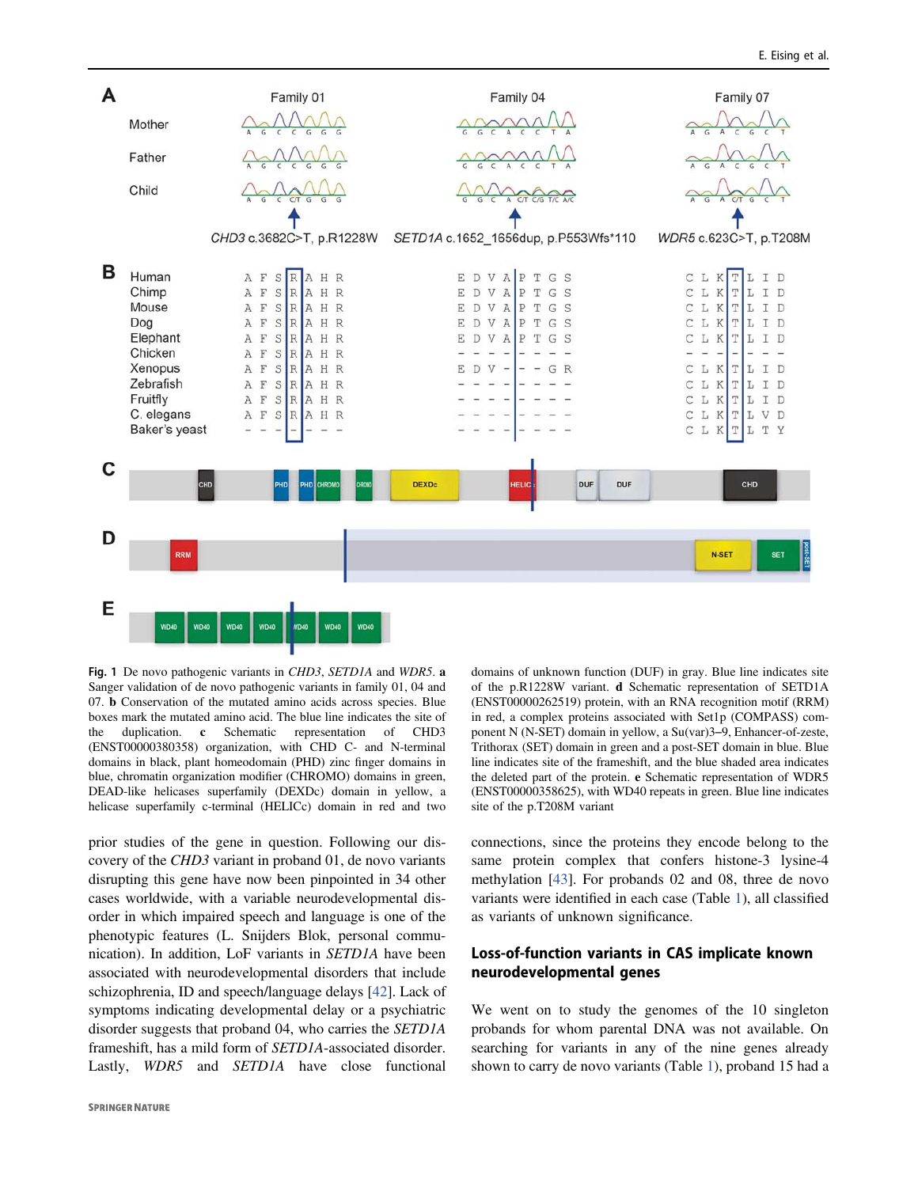**Fig. 1** De novo pathogenic variants in *CHD3*, *SETD1A* and *WDR5*. **a** Sanger validation of de novo pathogenic variants in family 01, 04 and 07. **b** Conservation of the mutated amino acids across species. Blue boxes mark the mutated amino acid. The blue line indicates the site of the duplication. **c** Schematic representation of CHD3 (ENST00000380358) organization, with CHD C- and N-terminal domains in black, plant homeodomain (PHD) zinc finger domains in blue, chromatin organization modifier (CHROMO) domains in green, DEAD-like helicases superfamily (DEXDc) domain in yellow, a helicase superfamily c-terminal (HELICc) domain in red and two domains of unknown function (DUF) in gray. Blue line indicates site of the p.R1228W variant. **d** Schematic representation of SETD1A (ENST00000262519) protein, with an RNA recognition motif (RRM) in red, a complex proteins associated with Set1p (COMPASS) component N (N-SET) domain in yellow, a Su(var)3–9, Enhancer-of-zeste, Trithorax (SET) domain in green and a post-SET domain in blue. Blue line indicates site of the frameshift, and the blue shaded area indicates the deleted part of the protein. **e** Schematic representation of WDR5 (ENST00000358625), with WD40 repeats in green. Blue line indicates site of the p.T208M variant

prior studies of the gene in question. Following our discovery of the *CHD3* variant in proband 01, de novo variants disrupting this gene have now been pinpointed in 34 other cases worldwide, with a variable neurodevelopmental disorder in which impaired speech and language is one of the phenotypic features (L. Snijders Blok, personal communication). In addition, LoF variants in *SETD1A* have been associated with neurodevelopmental disorders that include schizophrenia, ID and speech/language delays [42]. Lack of symptoms indicating developmental delay or a psychiatric disorder suggests that proband 04, who carries the *SETD1A* frameshift, has a mild form of *SETD1A*-associated disorder. Lastly, *WDR5* and *SETD1A* have close functional connections, since the proteins they encode belong to the same protein complex that confers histone-3 lysine-4 methylation [43]. For probands 02 and 08, three de novo variants were identified in each case (Table 1), all classified as variants of unknown significance.

## Loss-of-function variants in CAS implicate known neurodevelopmental genes

We went on to study the genomes of the 10 singleton probands for whom parental DNA was not available. On searching for variants in any of the nine genes already shown to carry de novo variants (Table 1), proband 15 had a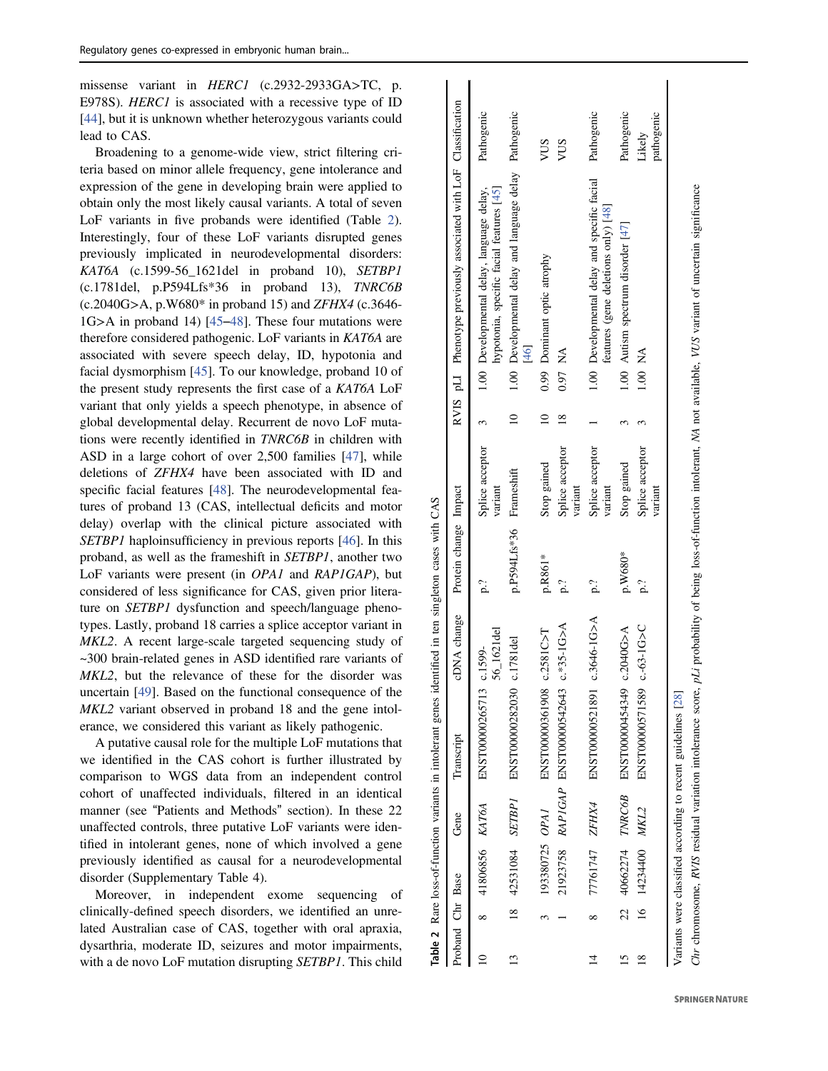missense variant in *HERC1* (c.2932-2933GA>TC, p. E978S). *HERC1* is associated with a recessive type of ID [44], but it is unknown whether heterozygous variants could lead to CAS.

Broadening to a genome-wide view, strict filtering criteria based on minor allele frequency, gene intolerance and expression of the gene in developing brain were applied to obtain only the most likely causal variants. A total of seven LoF variants in five probands were identified (Table 2). Interestingly, four of these LoF variants disrupted genes previously implicated in neurodevelopmental disorders: *KAT6A* (c.1599-56_1621del in proband 10), *SETBP1* (c.1781del, p.P594Lfs*36 in proband 13), *TNRC6B* (c.2040G>A, p.W680* in proband 15) and *ZFHX4* (c.3646-1G>A in proband 14) [45–48]. These four mutations were therefore considered pathogenic. LoF variants in *KAT6A* are associated with severe speech delay, ID, hypotonia and facial dysmorphism [45]. To our knowledge, proband 10 of the present study represents the first case of a *KAT6A* LoF variant that only yields a speech phenotype, in absence of global developmental delay. Recurrent de novo LoF mutations were recently identified in *TNRC6B* in children with ASD in a large cohort of over 2,500 families [47], while deletions of *ZFHX4* have been associated with ID and specific facial features [48]. The neurodevelopmental features of proband 13 (CAS, intellectual deficits and motor delay) overlap with the clinical picture associated with *SETBP1* haploinsufficiency in previous reports [46]. In this proband, as well as the frameshift in *SETBP1*, another two LoF variants were present (in *OPA1* and *RAP1GAP*), but considered of less significance for CAS, given prior literature on *SETBP1* dysfunction and speech/language phenotypes. Lastly, proband 18 carries a splice acceptor variant in *MKL2*. A recent large-scale targeted sequencing study of ~300 brain-related genes in ASD identified rare variants of *MKL2*, but the relevance of these for the disorder was uncertain [49]. Based on the functional consequence of the *MKL2* variant observed in proband 18 and the gene intolerance, we considered this variant as likely pathogenic.

A putative causal role for the multiple LoF mutations that we identified in the CAS cohort is further illustrated by comparison to WGS data from an independent control cohort of unaffected individuals, filtered in an identical manner (see "Patients and Methods" section). In these 22 unaffected controls, three putative LoF variants were identified in intolerant genes, none of which involved a gene previously identified as causal for a neurodevelopmental disorder (Supplementary Table 4).

Moreover, in independent exome sequencing of clinically-defined speech disorders, we identified an unrelated Australian case of CAS, together with oral apraxia, dysarthria, moderate ID, seizures and motor impairments, with a de novo LoF mutation disrupting *SETBP1*. This child

**Table 2** Rare loss-of-function variants in intolerant genes identified in ten singleton cases with CAS

| Proband | Chr | Base | Gene | Transcript | cDNA change | Protein change | Impact | RVIS | pLI | Phenotype previously associated with LoF | Classification |
|---|---|---|---|---|---|---|---|---|---|---|---|
| 10 | 8 | 41806856 | *KAT6A* | ENST00000265713 | c.1599-56_1621del | p.? | Splice acceptor variant | 3 | 1.00 | Developmental delay, language delay, hypotonia, specific facial features [45] | Pathogenic |
| 13 | 18 | 42531084 | *SETBP1* | ENST00000282030 | c.1781del | p.P594Lfs*36 | Frameshift | 10 | 1.00 | Developmental delay and language delay [46] | Pathogenic |
| | 3 | 193380725 | *OPA1* | ENST00000361908 | c.2581C>T | p.R861* | Stop gained | 10 | 0.99 | Dominant optic atrophy | VUS |
| | 1 | 21923758 | *RAP1GAP* | ENST00000542643 | c.*35-1G>A | p.? | Splice acceptor variant | 18 | 0.97 | NA | VUS |
| 14 | 8 | 77761747 | *ZFHX4* | ENST00000521891 | c.3646-1G>A | p.? | Splice acceptor variant | 1 | 1.00 | Developmental delay and specific facial features (gene deletions only) [48] | Pathogenic |
| 15 | 22 | 40662274 | *TNRC6B* | ENST00000454349 | c.2040G>A | p.W680* | Stop gained | 3 | 1.00 | Autism spectrum disorder [47] | Pathogenic |
| 18 | 16 | 14234400 | *MKL2* | ENST00000571589 | c.-63-1G>C | p.? | Splice acceptor variant | 3 | 1.00 | NA | Likely pathogenic |

Variants were classified according to recent guidelines [28]

*Chr* chromosome, *RVIS* residual variation intolerance score, *pLI* probability of being loss-of-function intolerant, *NA* not available, *VUS* variant of uncertain significance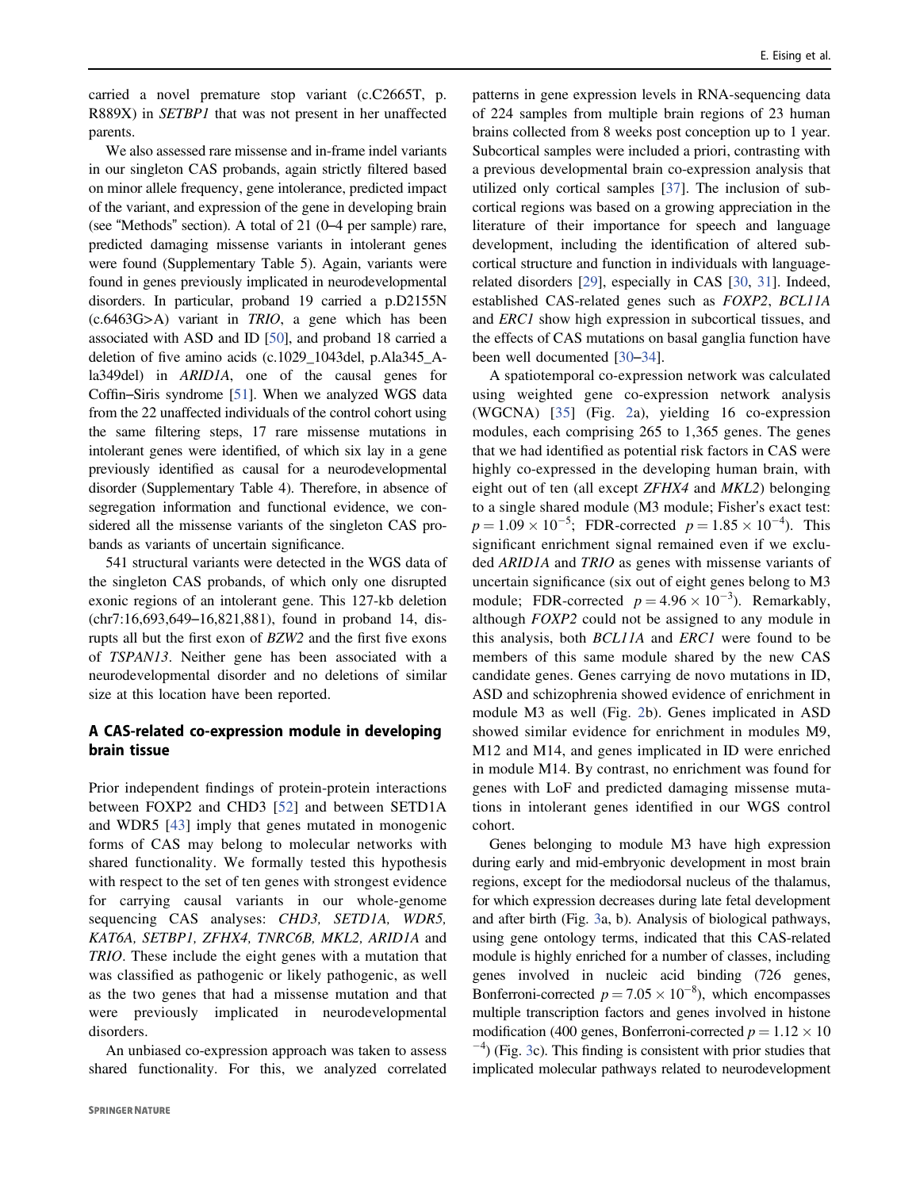carried a novel premature stop variant (c.C2665T, p. R889X) in *SETBP1* that was not present in her unaffected parents.

We also assessed rare missense and in-frame indel variants in our singleton CAS probands, again strictly filtered based on minor allele frequency, gene intolerance, predicted impact of the variant, and expression of the gene in developing brain (see "Methods" section). A total of 21 (0–4 per sample) rare, predicted damaging missense variants in intolerant genes were found (Supplementary Table 5). Again, variants were found in genes previously implicated in neurodevelopmental disorders. In particular, proband 19 carried a p.D2155N (c.6463G>A) variant in *TRIO*, a gene which has been associated with ASD and ID [50], and proband 18 carried a deletion of five amino acids (c.1029_1043del, p.Ala345_Ala349del) in *ARID1A*, one of the causal genes for Coffin–Siris syndrome [51]. When we analyzed WGS data from the 22 unaffected individuals of the control cohort using the same filtering steps, 17 rare missense mutations in intolerant genes were identified, of which six lay in a gene previously identified as causal for a neurodevelopmental disorder (Supplementary Table 4). Therefore, in absence of segregation information and functional evidence, we considered all the missense variants of the singleton CAS probands as variants of uncertain significance.

541 structural variants were detected in the WGS data of the singleton CAS probands, of which only one disrupted exonic regions of an intolerant gene. This 127-kb deletion (chr7:16,693,649–16,821,881), found in proband 14, disrupts all but the first exon of *BZW2* and the first five exons of *TSPAN13*. Neither gene has been associated with a neurodevelopmental disorder and no deletions of similar size at this location have been reported.

## A CAS-related co-expression module in developing brain tissue

Prior independent findings of protein-protein interactions between FOXP2 and CHD3 [52] and between SETD1A and WDR5 [43] imply that genes mutated in monogenic forms of CAS may belong to molecular networks with shared functionality. We formally tested this hypothesis with respect to the set of ten genes with strongest evidence for carrying causal variants in our whole-genome sequencing CAS analyses: *CHD3, SETD1A, WDR5, KAT6A, SETBP1, ZFHX4, TNRC6B, MKL2, ARID1A* and *TRIO*. These include the eight genes with a mutation that was classified as pathogenic or likely pathogenic, as well as the two genes that had a missense mutation and that were previously implicated in neurodevelopmental disorders.

An unbiased co-expression approach was taken to assess shared functionality. For this, we analyzed correlated patterns in gene expression levels in RNA-sequencing data of 224 samples from multiple brain regions of 23 human brains collected from 8 weeks post conception up to 1 year. Subcortical samples were included a priori, contrasting with a previous developmental brain co-expression analysis that utilized only cortical samples [37]. The inclusion of subcortical regions was based on a growing appreciation in the literature of their importance for speech and language development, including the identification of altered subcortical structure and function in individuals with language-related disorders [29], especially in CAS [30, 31]. Indeed, established CAS-related genes such as *FOXP2*, *BCL11A* and *ERC1* show high expression in subcortical tissues, and the effects of CAS mutations on basal ganglia function have been well documented [30–34].

A spatiotemporal co-expression network was calculated using weighted gene co-expression network analysis (WGCNA) [35] (Fig. 2a), yielding 16 co-expression modules, each comprising 265 to 1,365 genes. The genes that we had identified as potential risk factors in CAS were highly co-expressed in the developing human brain, with eight out of ten (all except *ZFHX4* and *MKL2*) belonging to a single shared module (M3 module; Fisher's exact test: $p = 1.09 \times 10^{-5}$; FDR-corrected $p = 1.85 \times 10^{-4}$). This significant enrichment signal remained even if we excluded *ARID1A* and *TRIO* as genes with missense variants of uncertain significance (six out of eight genes belong to M3 module; FDR-corrected $p = 4.96 \times 10^{-3}$). Remarkably, although *FOXP2* could not be assigned to any module in this analysis, both *BCL11A* and *ERC1* were found to be members of this same module shared by the new CAS candidate genes. Genes carrying de novo mutations in ID, ASD and schizophrenia showed evidence of enrichment in module M3 as well (Fig. 2b). Genes implicated in ASD showed similar evidence for enrichment in modules M9, M12 and M14, and genes implicated in ID were enriched in module M14. By contrast, no enrichment was found for genes with LoF and predicted damaging missense mutations in intolerant genes identified in our WGS control cohort.

Genes belonging to module M3 have high expression during early and mid-embryonic development in most brain regions, except for the mediodorsal nucleus of the thalamus, for which expression decreases during late fetal development and after birth (Fig. 3a, b). Analysis of biological pathways, using gene ontology terms, indicated that this CAS-related module is highly enriched for a number of classes, including genes involved in nucleic acid binding (726 genes, Bonferroni-corrected $p = 7.05 \times 10^{-8}$), which encompasses multiple transcription factors and genes involved in histone modification (400 genes, Bonferroni-corrected $p = 1.12 \times 10^{-4}$) (Fig. 3c). This finding is consistent with prior studies that implicated molecular pathways related to neurodevelopment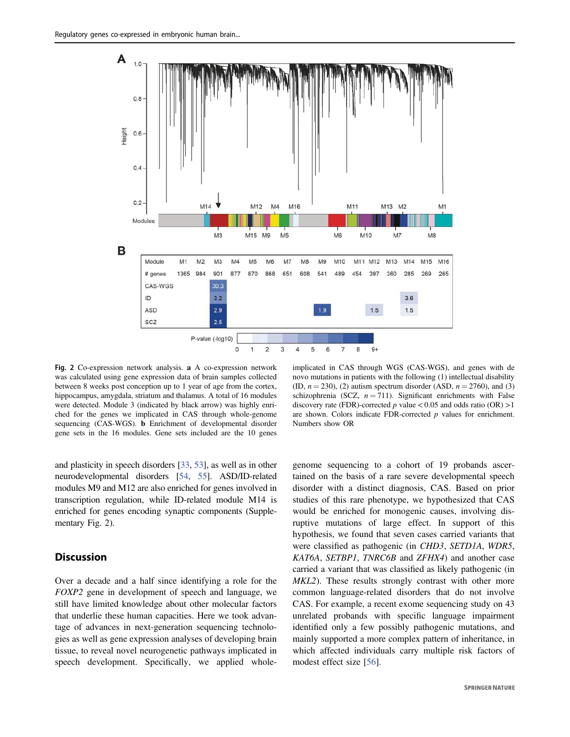| Module | M1 | M2 | M3 | M4 | M5 | M6 | M7 | M8 | M9 | M10 | M11 | M12 | M13 | M14 | M15 | M16 |
|---|---|---|---|---|---|---|---|---|---|---|---|---|---|---|---|---|
| # genes | 1365 | 984 | 901 | 877 | 870 | 868 | 651 | 608 | 541 | 489 | 454 | 397 | 360 | 285 | 269 | 265 |
| CAS-WGS | | | 30.3 | | | | | | | | | | | | | |
| ID | | | 3.2 | | | | | | | | | | | 3.6 | | |
| ASD | | | 2.9 | | | | | | 1.9 | | | 1.5 | | 1.5 | | |
| SCZ | | | 2.5 | | | | | | | | | | | | | |

**Fig. 2** Co-expression network analysis. **a** A co-expression network was calculated using gene expression data of brain samples collected between 8 weeks post conception up to 1 year of age from the cortex, hippocampus, amygdala, striatum and thalamus. A total of 16 modules were detected. Module 3 (indicated by black arrow) was highly enriched for the genes we implicated in CAS through whole-genome sequencing (CAS-WGS). **b** Enrichment of developmental disorder gene sets in the 16 modules. Gene sets included are the 10 genes implicated in CAS through WGS (CAS-WGS), and genes with de novo mutations in patients with the following (1) intellectual disability (ID, $n = 230$), (2) autism spectrum disorder (ASD, $n = 2760$), and (3) schizophrenia (SCZ, $n = 711$). Significant enrichments with False discovery rate (FDR)-corrected $p$ value $< 0.05$ and odds ratio (OR) $>1$ are shown. Colors indicate FDR-corrected $p$ values for enrichment. Numbers show OR

and plasticity in speech disorders [33, 53], as well as in other neurodevelopmental disorders [54, 55]. ASD/ID-related modules M9 and M12 are also enriched for genes involved in transcription regulation, while ID-related module M14 is enriched for genes encoding synaptic components (Supplementary Fig. 2).

## Discussion

Over a decade and a half since identifying a role for the *FOXP2* gene in development of speech and language, we still have limited knowledge about other molecular factors that underlie these human capacities. Here we took advantage of advances in next-generation sequencing technologies as well as gene expression analyses of developing brain tissue, to reveal novel neurogenetic pathways implicated in speech development. Specifically, we applied whole-genome sequencing to a cohort of 19 probands ascertained on the basis of a rare severe developmental speech disorder with a distinct diagnosis, CAS. Based on prior studies of this rare phenotype, we hypothesized that CAS would be enriched for monogenic causes, involving disruptive mutations of large effect. In support of this hypothesis, we found that seven cases carried variants that were classified as pathogenic (in *CHD3*, *SETD1A*, *WDR5*, *KAT6A*, *SETBP1*, *TNRC6B* and *ZFHX4*) and another case carried a variant that was classified as likely pathogenic (in *MKL2*). These results strongly contrast with other more common language-related disorders that do not involve CAS. For example, a recent exome sequencing study on 43 unrelated probands with specific language impairment identified only a few possibly pathogenic mutations, and mainly supported a more complex pattern of inheritance, in which affected individuals carry multiple risk factors of modest effect size [56].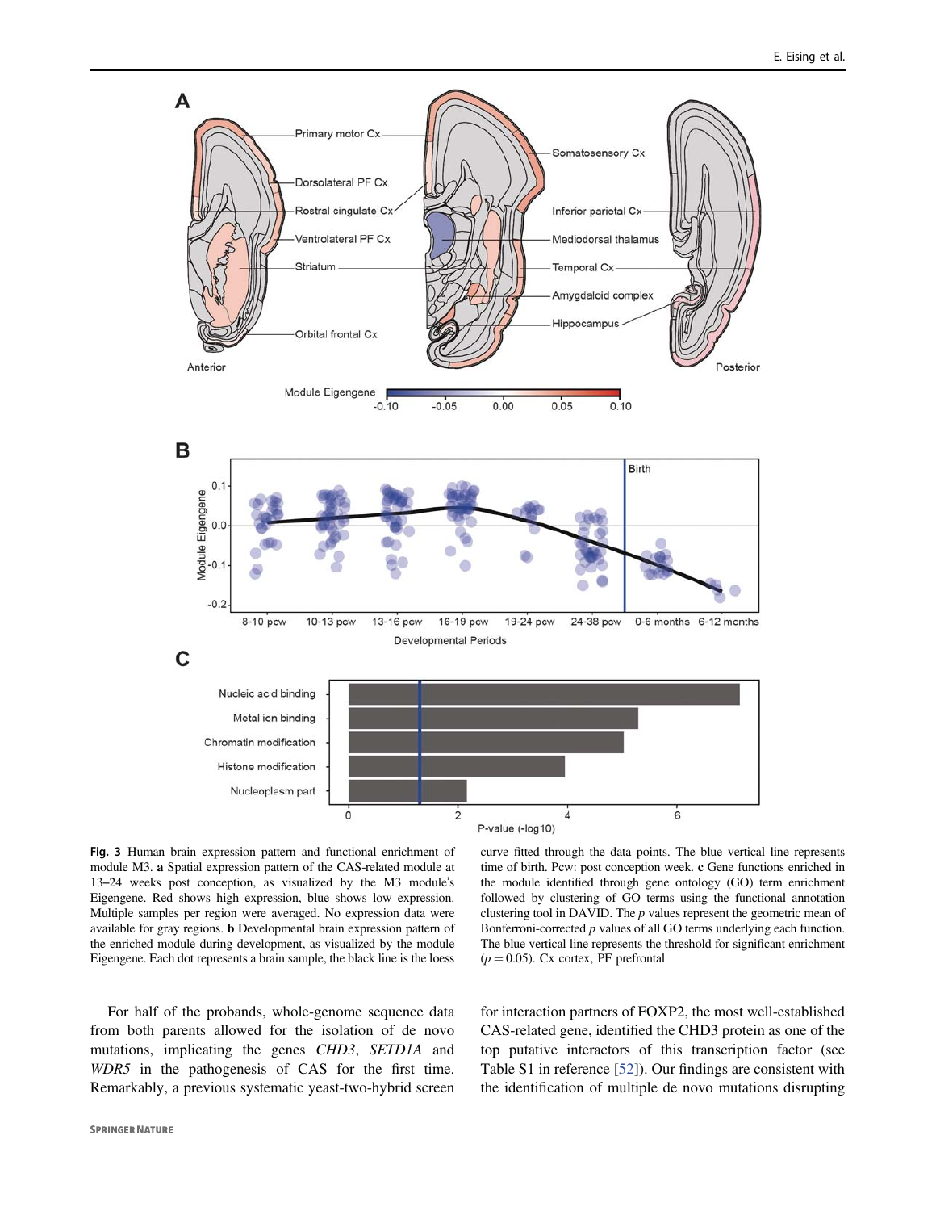**Fig. 3** Human brain expression pattern and functional enrichment of module M3. **a** Spatial expression pattern of the CAS-related module at 13–24 weeks post conception, as visualized by the M3 module's Eigengene. Red shows high expression, blue shows low expression. Multiple samples per region were averaged. No expression data were available for gray regions. **b** Developmental brain expression pattern of the enriched module during development, as visualized by the module Eigengene. Each dot represents a brain sample, the black line is the loess curve fitted through the data points. The blue vertical line represents time of birth. Pcw: post conception week. **c** Gene functions enriched in the module identified through gene ontology (GO) term enrichment followed by clustering of GO terms using the functional annotation clustering tool in DAVID. The $p$ values represent the geometric mean of Bonferroni-corrected $p$ values of all GO terms underlying each function. The blue vertical line represents the threshold for significant enrichment ($p = 0.05$). Cx cortex, PF prefrontal

For half of the probands, whole-genome sequence data from both parents allowed for the isolation of de novo mutations, implicating the genes *CHD3*, *SETD1A* and *WDR5* in the pathogenesis of CAS for the first time. Remarkably, a previous systematic yeast-two-hybrid screen for interaction partners of FOXP2, the most well-established CAS-related gene, identified the CHD3 protein as one of the top putative interactors of this transcription factor (see Table S1 in reference [52]). Our findings are consistent with the identification of multiple de novo mutations disrupting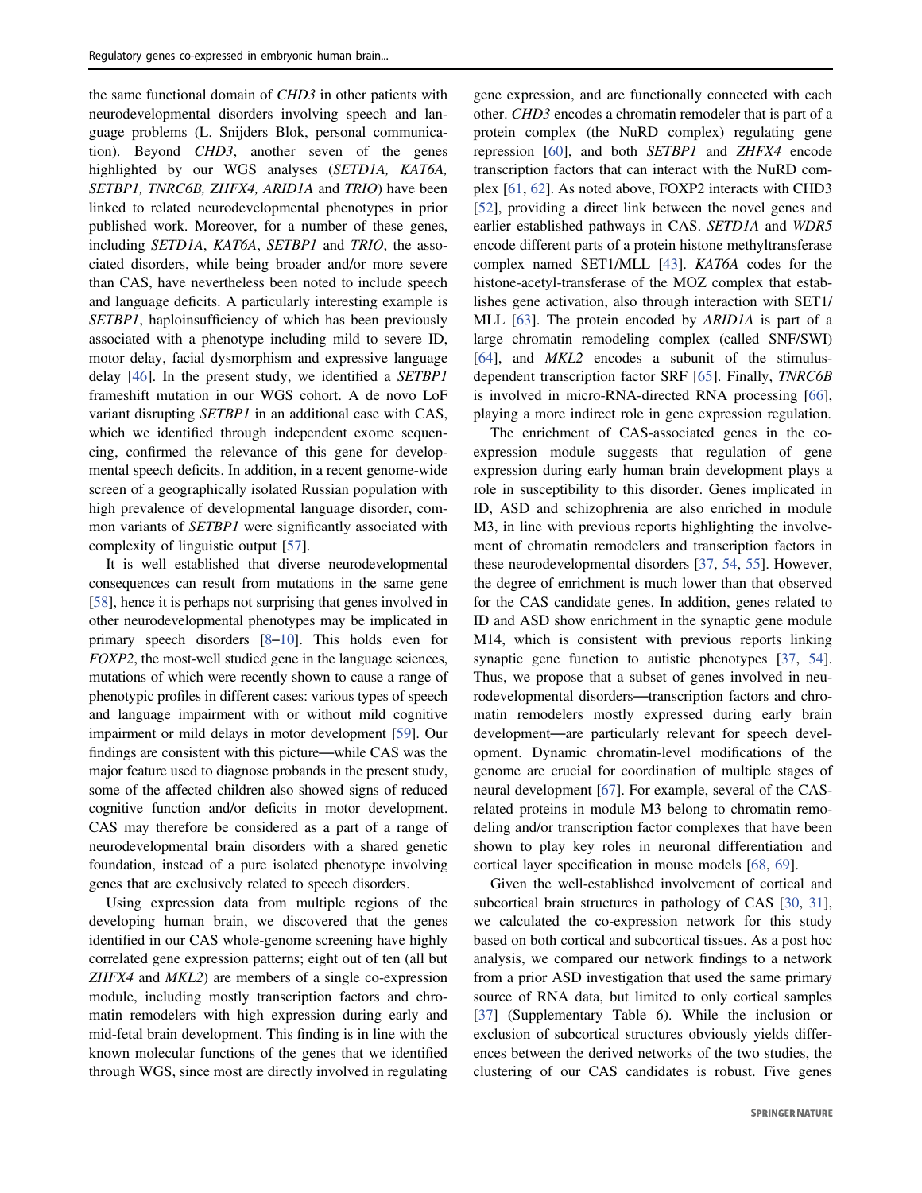the same functional domain of *CHD3* in other patients with neurodevelopmental disorders involving speech and language problems (L. Snijders Blok, personal communication). Beyond *CHD3*, another seven of the genes highlighted by our WGS analyses (*SETD1A, KAT6A, SETBP1, TNRC6B, ZHFX4, ARID1A* and *TRIO*) have been linked to related neurodevelopmental phenotypes in prior published work. Moreover, for a number of these genes, including *SETD1A*, *KAT6A*, *SETBP1* and *TRIO*, the associated disorders, while being broader and/or more severe than CAS, have nevertheless been noted to include speech and language deficits. A particularly interesting example is *SETBP1*, haploinsufficiency of which has been previously associated with a phenotype including mild to severe ID, motor delay, facial dysmorphism and expressive language delay [46]. In the present study, we identified a *SETBP1* frameshift mutation in our WGS cohort. A de novo LoF variant disrupting *SETBP1* in an additional case with CAS, which we identified through independent exome sequencing, confirmed the relevance of this gene for developmental speech deficits. In addition, in a recent genome-wide screen of a geographically isolated Russian population with high prevalence of developmental language disorder, common variants of *SETBP1* were significantly associated with complexity of linguistic output [57].

It is well established that diverse neurodevelopmental consequences can result from mutations in the same gene [58], hence it is perhaps not surprising that genes involved in other neurodevelopmental phenotypes may be implicated in primary speech disorders [8–10]. This holds even for *FOXP2*, the most-well studied gene in the language sciences, mutations of which were recently shown to cause a range of phenotypic profiles in different cases: various types of speech and language impairment with or without mild cognitive impairment or mild delays in motor development [59]. Our findings are consistent with this picture—while CAS was the major feature used to diagnose probands in the present study, some of the affected children also showed signs of reduced cognitive function and/or deficits in motor development. CAS may therefore be considered as a part of a range of neurodevelopmental brain disorders with a shared genetic foundation, instead of a pure isolated phenotype involving genes that are exclusively related to speech disorders.

Using expression data from multiple regions of the developing human brain, we discovered that the genes identified in our CAS whole-genome screening have highly correlated gene expression patterns; eight out of ten (all but *ZHFX4* and *MKL2*) are members of a single co-expression module, including mostly transcription factors and chromatin remodelers with high expression during early and mid-fetal brain development. This finding is in line with the known molecular functions of the genes that we identified through WGS, since most are directly involved in regulating gene expression, and are functionally connected with each other. *CHD3* encodes a chromatin remodeler that is part of a protein complex (the NuRD complex) regulating gene repression [60], and both *SETBP1* and *ZHFX4* encode transcription factors that can interact with the NuRD complex [61, 62]. As noted above, FOXP2 interacts with CHD3 [52], providing a direct link between the novel genes and earlier established pathways in CAS. *SETD1A* and *WDR5* encode different parts of a protein histone methyltransferase complex named SET1/MLL [43]. *KAT6A* codes for the histone-acetyl-transferase of the MOZ complex that establishes gene activation, also through interaction with SET1/MLL [63]. The protein encoded by *ARID1A* is part of a large chromatin remodeling complex (called SNF/SWI) [64], and *MKL2* encodes a subunit of the stimulus-dependent transcription factor SRF [65]. Finally, *TNRC6B* is involved in micro-RNA-directed RNA processing [66], playing a more indirect role in gene expression regulation.

The enrichment of CAS-associated genes in the co-expression module suggests that regulation of gene expression during early human brain development plays a role in susceptibility to this disorder. Genes implicated in ID, ASD and schizophrenia are also enriched in module M3, in line with previous reports highlighting the involvement of chromatin remodelers and transcription factors in these neurodevelopmental disorders [37, 54, 55]. However, the degree of enrichment is much lower than that observed for the CAS candidate genes. In addition, genes related to ID and ASD show enrichment in the synaptic gene module M14, which is consistent with previous reports linking synaptic gene function to autistic phenotypes [37, 54]. Thus, we propose that a subset of genes involved in neurodevelopmental disorders—transcription factors and chromatin remodelers mostly expressed during early brain development—are particularly relevant for speech development. Dynamic chromatin-level modifications of the genome are crucial for coordination of multiple stages of neural development [67]. For example, several of the CAS-related proteins in module M3 belong to chromatin remodeling and/or transcription factor complexes that have been shown to play key roles in neuronal differentiation and cortical layer specification in mouse models [68, 69].

Given the well-established involvement of cortical and subcortical brain structures in pathology of CAS [30, 31], we calculated the co-expression network for this study based on both cortical and subcortical tissues. As a post hoc analysis, we compared our network findings to a network from a prior ASD investigation that used the same primary source of RNA data, but limited to only cortical samples [37] (Supplementary Table 6). While the inclusion or exclusion of subcortical structures obviously yields differences between the derived networks of the two studies, the clustering of our CAS candidates is robust. Five genes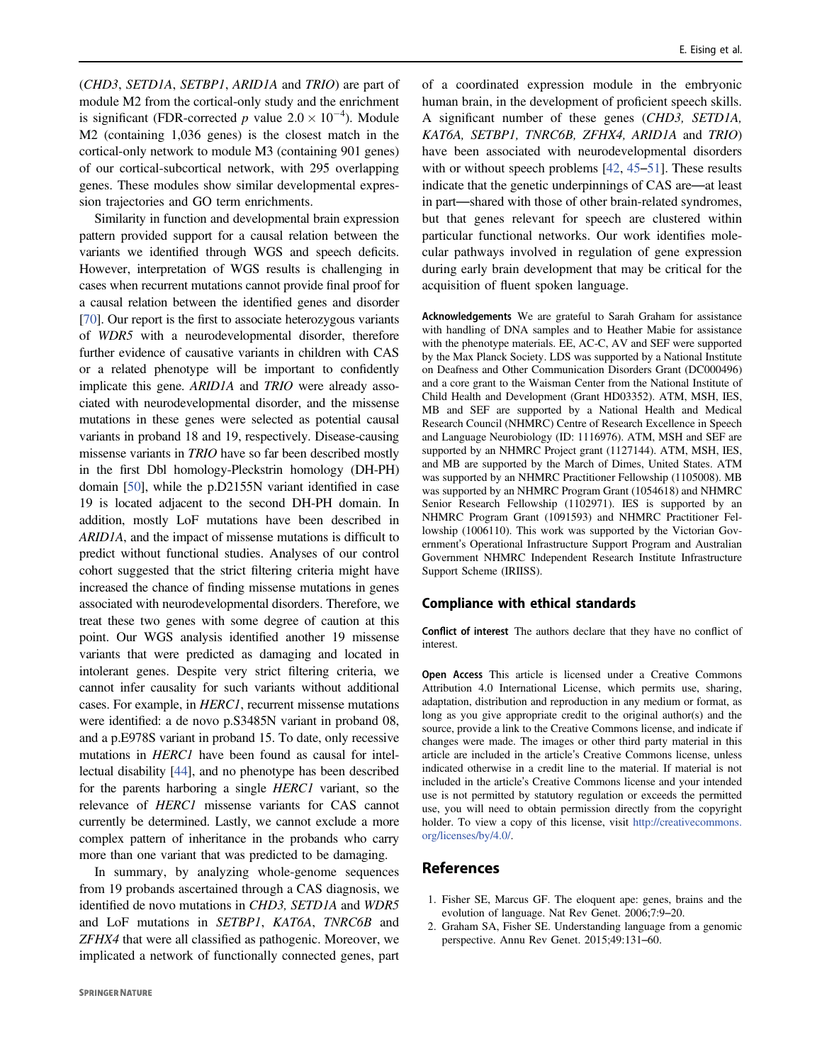(*CHD3*, *SETD1A*, *SETBP1*, *ARID1A* and *TRIO*) are part of module M2 from the cortical-only study and the enrichment is significant (FDR-corrected *p* value $2.0 \times 10^{-4}$). Module M2 (containing 1,036 genes) is the closest match in the cortical-only network to module M3 (containing 901 genes) of our cortical-subcortical network, with 295 overlapping genes. These modules show similar developmental expression trajectories and GO term enrichments.

Similarity in function and developmental brain expression pattern provided support for a causal relation between the variants we identified through WGS and speech deficits. However, interpretation of WGS results is challenging in cases when recurrent mutations cannot provide final proof for a causal relation between the identified genes and disorder [70]. Our report is the first to associate heterozygous variants of *WDR5* with a neurodevelopmental disorder, therefore further evidence of causative variants in children with CAS or a related phenotype will be important to confidently implicate this gene. *ARID1A* and *TRIO* were already associated with neurodevelopmental disorder, and the missense mutations in these genes were selected as potential causal variants in proband 18 and 19, respectively. Disease-causing missense variants in *TRIO* have so far been described mostly in the first Dbl homology-Pleckstrin homology (DH-PH) domain [50], while the p.D2155N variant identified in case 19 is located adjacent to the second DH-PH domain. In addition, mostly LoF mutations have been described in *ARID1A*, and the impact of missense mutations is difficult to predict without functional studies. Analyses of our control cohort suggested that the strict filtering criteria might have increased the chance of finding missense mutations in genes associated with neurodevelopmental disorders. Therefore, we treat these two genes with some degree of caution at this point. Our WGS analysis identified another 19 missense variants that were predicted as damaging and located in intolerant genes. Despite very strict filtering criteria, we cannot infer causality for such variants without additional cases. For example, in *HERC1*, recurrent missense mutations were identified: a de novo p.S3485N variant in proband 08, and a p.E978S variant in proband 15. To date, only recessive mutations in *HERC1* have been found as causal for intellectual disability [44], and no phenotype has been described for the parents harboring a single *HERC1* variant, so the relevance of *HERC1* missense variants for CAS cannot currently be determined. Lastly, we cannot exclude a more complex pattern of inheritance in the probands who carry more than one variant that was predicted to be damaging.

In summary, by analyzing whole-genome sequences from 19 probands ascertained through a CAS diagnosis, we identified de novo mutations in *CHD3, SETD1A* and *WDR5* and LoF mutations in *SETBP1*, *KAT6A*, *TNRC6B* and *ZFHX4* that were all classified as pathogenic. Moreover, we implicated a network of functionally connected genes, part of a coordinated expression module in the embryonic human brain, in the development of proficient speech skills. A significant number of these genes (*CHD3, SETD1A, KAT6A, SETBP1, TNRC6B, ZFHX4, ARID1A* and *TRIO*) have been associated with neurodevelopmental disorders with or without speech problems [42, 45–51]. These results indicate that the genetic underpinnings of CAS are—at least in part—shared with those of other brain-related syndromes, but that genes relevant for speech are clustered within particular functional networks. Our work identifies molecular pathways involved in regulation of gene expression during early brain development that may be critical for the acquisition of fluent spoken language.

**Acknowledgements** We are grateful to Sarah Graham for assistance with handling of DNA samples and to Heather Mabie for assistance with the phenotype materials. EE, AC-C, AV and SEF were supported by the Max Planck Society. LDS was supported by a National Institute on Deafness and Other Communication Disorders Grant (DC000496) and a core grant to the Waisman Center from the National Institute of Child Health and Development (Grant HD03352). ATM, MSH, IES, MB and SEF are supported by a National Health and Medical Research Council (NHMRC) Centre of Research Excellence in Speech and Language Neurobiology (ID: 1116976). ATM, MSH and SEF are supported by an NHMRC Project grant (1127144). ATM, MSH, IES, and MB are supported by the March of Dimes, United States. ATM was supported by an NHMRC Practitioner Fellowship (1105008). MB was supported by an NHMRC Program Grant (1054618) and NHMRC Senior Research Fellowship (1102971). IES is supported by an NHMRC Program Grant (1091593) and NHMRC Practitioner Fellowship (1006110). This work was supported by the Victorian Government's Operational Infrastructure Support Program and Australian Government NHMRC Independent Research Institute Infrastructure Support Scheme (IRIISS).

## Compliance with ethical standards

**Conflict of interest** The authors declare that they have no conflict of interest.

**Open Access** This article is licensed under a Creative Commons Attribution 4.0 International License, which permits use, sharing, adaptation, distribution and reproduction in any medium or format, as long as you give appropriate credit to the original author(s) and the source, provide a link to the Creative Commons license, and indicate if changes were made. The images or other third party material in this article are included in the article's Creative Commons license, unless indicated otherwise in a credit line to the material. If material is not included in the article's Creative Commons license and your intended use is not permitted by statutory regulation or exceeds the permitted use, you will need to obtain permission directly from the copyright holder. To view a copy of this license, visit http://creativecommons.org/licenses/by/4.0/.

## References

1. Fisher SE, Marcus GF. The eloquent ape: genes, brains and the evolution of language. Nat Rev Genet. 2006;7:9–20.
2. Graham SA, Fisher SE. Understanding language from a genomic perspective. Annu Rev Genet. 2015;49:131–60.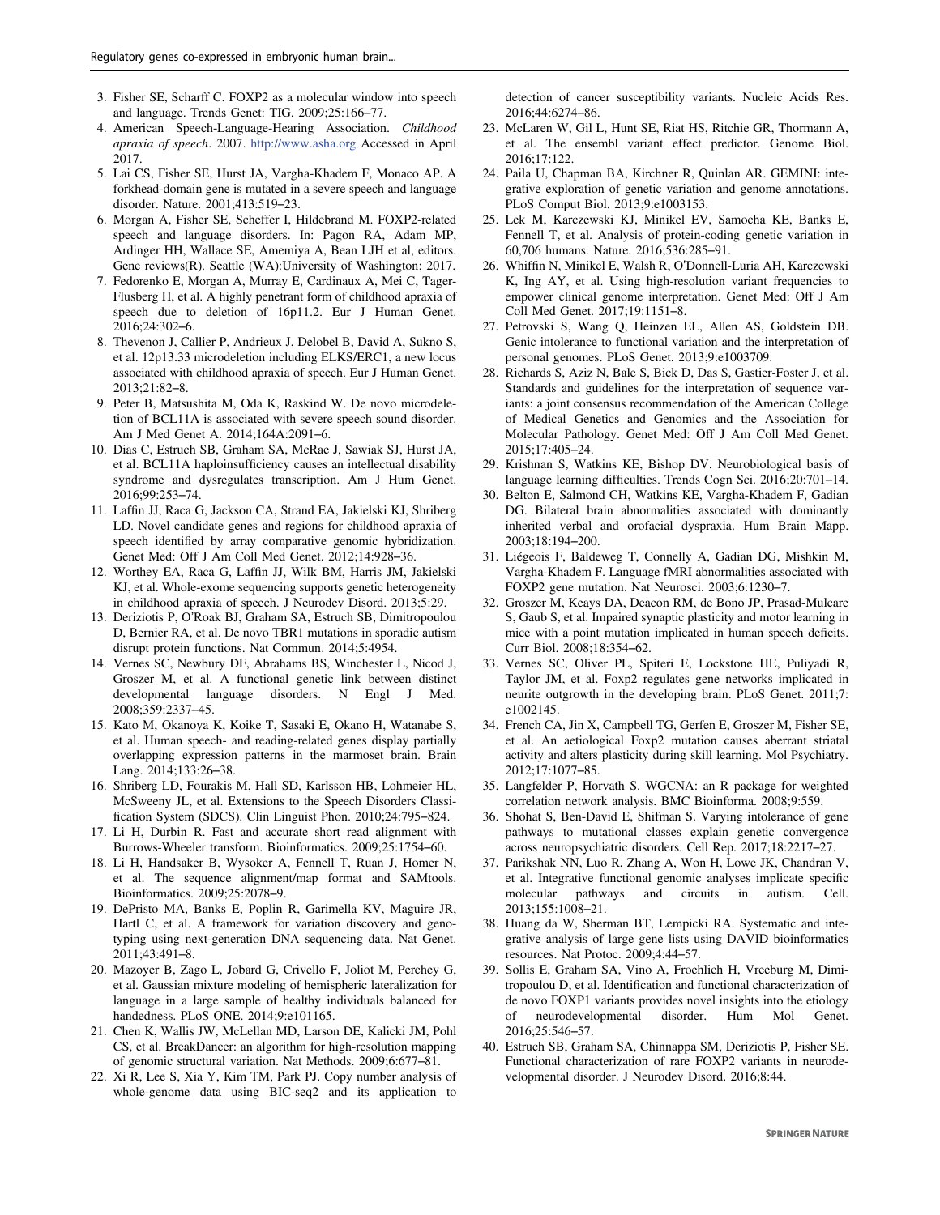3. Fisher SE, Scharff C. FOXP2 as a molecular window into speech and language. Trends Genet: TIG. 2009;25:166–77.
4. American Speech-Language-Hearing Association. *Childhood apraxia of speech*. 2007. http://www.asha.org Accessed in April 2017.
5. Lai CS, Fisher SE, Hurst JA, Vargha-Khadem F, Monaco AP. A forkhead-domain gene is mutated in a severe speech and language disorder. Nature. 2001;413:519–23.
6. Morgan A, Fisher SE, Scheffer I, Hildebrand M. FOXP2-related speech and language disorders. In: Pagon RA, Adam MP, Ardinger HH, Wallace SE, Amemiya A, Bean LJH et al, editors. Gene reviews(R). Seattle (WA):University of Washington; 2017.
7. Fedorenko E, Morgan A, Murray E, Cardinaux A, Mei C, Tager-Flusberg H, et al. A highly penetrant form of childhood apraxia of speech due to deletion of 16p11.2. Eur J Human Genet. 2016;24:302–6.
8. Thevenon J, Callier P, Andrieux J, Delobel B, David A, Sukno S, et al. 12p13.33 microdeletion including ELKS/ERC1, a new locus associated with childhood apraxia of speech. Eur J Human Genet. 2013;21:82–8.
9. Peter B, Matsushita M, Oda K, Raskind W. De novo microdeletion of BCL11A is associated with severe speech sound disorder. Am J Med Genet A. 2014;164A:2091–6.
10. Dias C, Estruch SB, Graham SA, McRae J, Sawiak SJ, Hurst JA, et al. BCL11A haploinsufficiency causes an intellectual disability syndrome and dysregulates transcription. Am J Hum Genet. 2016;99:253–74.
11. Laffin JJ, Raca G, Jackson CA, Strand EA, Jakielski KJ, Shriberg LD. Novel candidate genes and regions for childhood apraxia of speech identified by array comparative genomic hybridization. Genet Med: Off J Am Coll Med Genet. 2012;14:928–36.
12. Worthey EA, Raca G, Laffin JJ, Wilk BM, Harris JM, Jakielski KJ, et al. Whole-exome sequencing supports genetic heterogeneity in childhood apraxia of speech. J Neurodev Disord. 2013;5:29.
13. Deriziotis P, O'Roak BJ, Graham SA, Estruch SB, Dimitropoulou D, Bernier RA, et al. De novo TBR1 mutations in sporadic autism disrupt protein functions. Nat Commun. 2014;5:4954.
14. Vernes SC, Newbury DF, Abrahams BS, Winchester L, Nicod J, Groszer M, et al. A functional genetic link between distinct developmental language disorders. N Engl J Med. 2008;359:2337–45.
15. Kato M, Okanoya K, Koike T, Sasaki E, Okano H, Watanabe S, et al. Human speech- and reading-related genes display partially overlapping expression patterns in the marmoset brain. Brain Lang. 2014;133:26–38.
16. Shriberg LD, Fourakis M, Hall SD, Karlsson HB, Lohmeier HL, McSweeny JL, et al. Extensions to the Speech Disorders Classification System (SDCS). Clin Linguist Phon. 2010;24:795–824.
17. Li H, Durbin R. Fast and accurate short read alignment with Burrows-Wheeler transform. Bioinformatics. 2009;25:1754–60.
18. Li H, Handsaker B, Wysoker A, Fennell T, Ruan J, Homer N, et al. The sequence alignment/map format and SAMtools. Bioinformatics. 2009;25:2078–9.
19. DePristo MA, Banks E, Poplin R, Garimella KV, Maguire JR, Hartl C, et al. A framework for variation discovery and genotyping using next-generation DNA sequencing data. Nat Genet. 2011;43:491–8.
20. Mazoyer B, Zago L, Jobard G, Crivello F, Joliot M, Perchey G, et al. Gaussian mixture modeling of hemispheric lateralization for language in a large sample of healthy individuals balanced for handedness. PLoS ONE. 2014;9:e101165.
21. Chen K, Wallis JW, McLellan MD, Larson DE, Kalicki JM, Pohl CS, et al. BreakDancer: an algorithm for high-resolution mapping of genomic structural variation. Nat Methods. 2009;6:677–81.
22. Xi R, Lee S, Xia Y, Kim TM, Park PJ. Copy number analysis of whole-genome data using BIC-seq2 and its application to detection of cancer susceptibility variants. Nucleic Acids Res. 2016;44:6274–86.
23. McLaren W, Gil L, Hunt SE, Riat HS, Ritchie GR, Thormann A, et al. The ensembl variant effect predictor. Genome Biol. 2016;17:122.
24. Paila U, Chapman BA, Kirchner R, Quinlan AR. GEMINI: integrative exploration of genetic variation and genome annotations. PLoS Comput Biol. 2013;9:e1003153.
25. Lek M, Karczewski KJ, Minikel EV, Samocha KE, Banks E, Fennell T, et al. Analysis of protein-coding genetic variation in 60,706 humans. Nature. 2016;536:285–91.
26. Whiffin N, Minikel E, Walsh R, O'Donnell-Luria AH, Karczewski K, Ing AY, et al. Using high-resolution variant frequencies to empower clinical genome interpretation. Genet Med: Off J Am Coll Med Genet. 2017;19:1151–8.
27. Petrovski S, Wang Q, Heinzen EL, Allen AS, Goldstein DB. Genic intolerance to functional variation and the interpretation of personal genomes. PLoS Genet. 2013;9:e1003709.
28. Richards S, Aziz N, Bale S, Bick D, Das S, Gastier-Foster J, et al. Standards and guidelines for the interpretation of sequence variants: a joint consensus recommendation of the American College of Medical Genetics and Genomics and the Association for Molecular Pathology. Genet Med: Off J Am Coll Med Genet. 2015;17:405–24.
29. Krishnan S, Watkins KE, Bishop DV. Neurobiological basis of language learning difficulties. Trends Cogn Sci. 2016;20:701–14.
30. Belton E, Salmond CH, Watkins KE, Vargha-Khadem F, Gadian DG. Bilateral brain abnormalities associated with dominantly inherited verbal and orofacial dyspraxia. Hum Brain Mapp. 2003;18:194–200.
31. Liégeois F, Baldeweg T, Connelly A, Gadian DG, Mishkin M, Vargha-Khadem F. Language fMRI abnormalities associated with FOXP2 gene mutation. Nat Neurosci. 2003;6:1230–7.
32. Groszer M, Keays DA, Deacon RM, de Bono JP, Prasad-Mulcare S, Gaub S, et al. Impaired synaptic plasticity and motor learning in mice with a point mutation implicated in human speech deficits. Curr Biol. 2008;18:354–62.
33. Vernes SC, Oliver PL, Spiteri E, Lockstone HE, Puliyadi R, Taylor JM, et al. Foxp2 regulates gene networks implicated in neurite outgrowth in the developing brain. PLoS Genet. 2011;7:e1002145.
34. French CA, Jin X, Campbell TG, Gerfen E, Groszer M, Fisher SE, et al. An aetiological Foxp2 mutation causes aberrant striatal activity and alters plasticity during skill learning. Mol Psychiatry. 2012;17:1077–85.
35. Langfelder P, Horvath S. WGCNA: an R package for weighted correlation network analysis. BMC Bioinforma. 2008;9:559.
36. Shohat S, Ben-David E, Shifman S. Varying intolerance of gene pathways to mutational classes explain genetic convergence across neuropsychiatric disorders. Cell Rep. 2017;18:2217–27.
37. Parikshak NN, Luo R, Zhang A, Won H, Lowe JK, Chandran V, et al. Integrative functional genomic analyses implicate specific molecular pathways and circuits in autism. Cell. 2013;155:1008–21.
38. Huang da W, Sherman BT, Lempicki RA. Systematic and integrative analysis of large gene lists using DAVID bioinformatics resources. Nat Protoc. 2009;4:44–57.
39. Sollis E, Graham SA, Vino A, Froehlich H, Vreeburg M, Dimitropoulou D, et al. Identification and functional characterization of de novo FOXP1 variants provides novel insights into the etiology of neurodevelopmental disorder. Hum Mol Genet. 2016;25:546–57.
40. Estruch SB, Graham SA, Chinnappa SM, Deriziotis P, Fisher SE. Functional characterization of rare FOXP2 variants in neurodevelopmental disorder. J Neurodev Disord. 2016;8:44.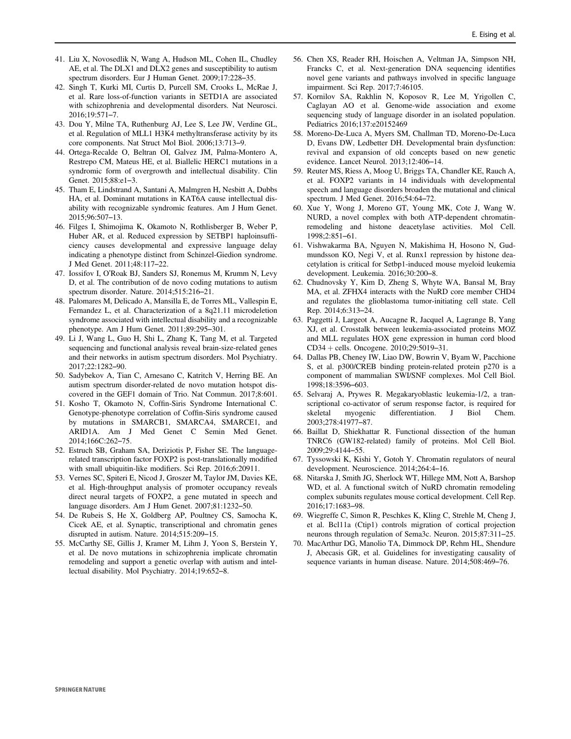41. Liu X, Novosedlik N, Wang A, Hudson ML, Cohen IL, Chudley AE, et al. The DLX1 and DLX2 genes and susceptibility to autism spectrum disorders. Eur J Human Genet. 2009;17:228–35.
42. Singh T, Kurki MI, Curtis D, Purcell SM, Crooks L, McRae J, et al. Rare loss-of-function variants in SETD1A are associated with schizophrenia and developmental disorders. Nat Neurosci. 2016;19:571–7.
43. Dou Y, Milne TA, Ruthenburg AJ, Lee S, Lee JW, Verdine GL, et al. Regulation of MLL1 H3K4 methyltransferase activity by its core components. Nat Struct Mol Biol. 2006;13:713–9.
44. Ortega-Recalde O, Beltran OI, Galvez JM, Palma-Montero A, Restrepo CM, Mateus HE, et al. Biallelic HERC1 mutations in a syndromic form of overgrowth and intellectual disability. Clin Genet. 2015;88:e1–3.
45. Tham E, Lindstrand A, Santani A, Malmgren H, Nesbitt A, Dubbs HA, et al. Dominant mutations in KAT6A cause intellectual disability with recognizable syndromic features. Am J Hum Genet. 2015;96:507–13.
46. Filges I, Shimojima K, Okamoto N, Rothlisberger B, Weber P, Huber AR, et al. Reduced expression by SETBP1 haploinsufficiency causes developmental and expressive language delay indicating a phenotype distinct from Schinzel-Giedion syndrome. J Med Genet. 2011;48:117–22.
47. Iossifov I, O'Roak BJ, Sanders SJ, Ronemus M, Krumm N, Levy D, et al. The contribution of de novo coding mutations to autism spectrum disorder. Nature. 2014;515:216–21.
48. Palomares M, Delicado A, Mansilla E, de Torres ML, Vallespin E, Fernandez L, et al. Characterization of a 8q21.11 microdeletion syndrome associated with intellectual disability and a recognizable phenotype. Am J Hum Genet. 2011;89:295–301.
49. Li J, Wang L, Guo H, Shi L, Zhang K, Tang M, et al. Targeted sequencing and functional analysis reveal brain-size-related genes and their networks in autism spectrum disorders. Mol Psychiatry. 2017;22:1282–90.
50. Sadybekov A, Tian C, Arnesano C, Katritch V, Herring BE. An autism spectrum disorder-related de novo mutation hotspot discovered in the GEF1 domain of Trio. Nat Commun. 2017;8:601.
51. Kosho T, Okamoto N, Coffin-Siris Syndrome International C. Genotype-phenotype correlation of Coffin-Siris syndrome caused by mutations in SMARCB1, SMARCA4, SMARCE1, and ARID1A. Am J Med Genet C Semin Med Genet. 2014;166C:262–75.
52. Estruch SB, Graham SA, Deriziotis P, Fisher SE. The language-related transcription factor FOXP2 is post-translationally modified with small ubiquitin-like modifiers. Sci Rep. 2016;6:20911.
53. Vernes SC, Spiteri E, Nicod J, Groszer M, Taylor JM, Davies KE, et al. High-throughput analysis of promoter occupancy reveals direct neural targets of FOXP2, a gene mutated in speech and language disorders. Am J Hum Genet. 2007;81:1232–50.
54. De Rubeis S, He X, Goldberg AP, Poultney CS, Samocha K, Cicek AE, et al. Synaptic, transcriptional and chromatin genes disrupted in autism. Nature. 2014;515:209–15.
55. McCarthy SE, Gillis J, Kramer M, Lihm J, Yoon S, Berstein Y, et al. De novo mutations in schizophrenia implicate chromatin remodeling and support a genetic overlap with autism and intellectual disability. Mol Psychiatry. 2014;19:652–8.
56. Chen XS, Reader RH, Hoischen A, Veltman JA, Simpson NH, Francks C, et al. Next-generation DNA sequencing identifies novel gene variants and pathways involved in specific language impairment. Sci Rep. 2017;7:46105.
57. Kornilov SA, Rakhlin N, Koposov R, Lee M, Yrigollen C, Caglayan AO et al. Genome-wide association and exome sequencing study of language disorder in an isolated population. Pediatrics 2016;137:e20152469
58. Moreno-De-Luca A, Myers SM, Challman TD, Moreno-De-Luca D, Evans DW, Ledbetter DH. Developmental brain dysfunction: revival and expansion of old concepts based on new genetic evidence. Lancet Neurol. 2013;12:406–14.
59. Reuter MS, Riess A, Moog U, Briggs TA, Chandler KE, Rauch A, et al. FOXP2 variants in 14 individuals with developmental speech and language disorders broaden the mutational and clinical spectrum. J Med Genet. 2016;54:64–72.
60. Xue Y, Wong J, Moreno GT, Young MK, Cote J, Wang W. NURD, a novel complex with both ATP-dependent chromatin-remodeling and histone deacetylase activities. Mol Cell. 1998;2:851–61.
61. Vishwakarma BA, Nguyen N, Makishima H, Hosono N, Gudmundsson KO, Negi V, et al. Runx1 repression by histone deacetylation is critical for Setbp1-induced mouse myeloid leukemia development. Leukemia. 2016;30:200–8.
62. Chudnovsky Y, Kim D, Zheng S, Whyte WA, Bansal M, Bray MA, et al. ZFHX4 interacts with the NuRD core member CHD4 and regulates the glioblastoma tumor-initiating cell state. Cell Rep. 2014;6:313–24.
63. Paggetti J, Largeot A, Aucagne R, Jacquel A, Lagrange B, Yang XJ, et al. Crosstalk between leukemia-associated proteins MOZ and MLL regulates HOX gene expression in human cord blood CD34 + cells. Oncogene. 2010;29:5019–31.
64. Dallas PB, Cheney IW, Liao DW, Bowrin V, Byam W, Pacchione S, et al. p300/CREB binding protein-related protein p270 is a component of mammalian SWI/SNF complexes. Mol Cell Biol. 1998;18:3596–603.
65. Selvaraj A, Prywes R. Megakaryoblastic leukemia-1/2, a transcriptional co-activator of serum response factor, is required for skeletal myogenic differentiation. J Biol Chem. 2003;278:41977–87.
66. Baillat D, Shiekhattar R. Functional dissection of the human TNRC6 (GW182-related) family of proteins. Mol Cell Biol. 2009;29:4144–55.
67. Tyssowski K, Kishi Y, Gotoh Y. Chromatin regulators of neural development. Neuroscience. 2014;264:4–16.
68. Nitarska J, Smith JG, Sherlock WT, Hillege MM, Nott A, Barshop WD, et al. A functional switch of NuRD chromatin remodeling complex subunits regulates mouse cortical development. Cell Rep. 2016;17:1683–98.
69. Wiegreffe C, Simon R, Peschkes K, Kling C, Strehle M, Cheng J, et al. Bcl11a (Ctip1) controls migration of cortical projection neurons through regulation of Sema3c. Neuron. 2015;87:311–25.
70. MacArthur DG, Manolio TA, Dimmock DP, Rehm HL, Shendure J, Abecasis GR, et al. Guidelines for investigating causality of sequence variants in human disease. Nature. 2014;508:469–76.